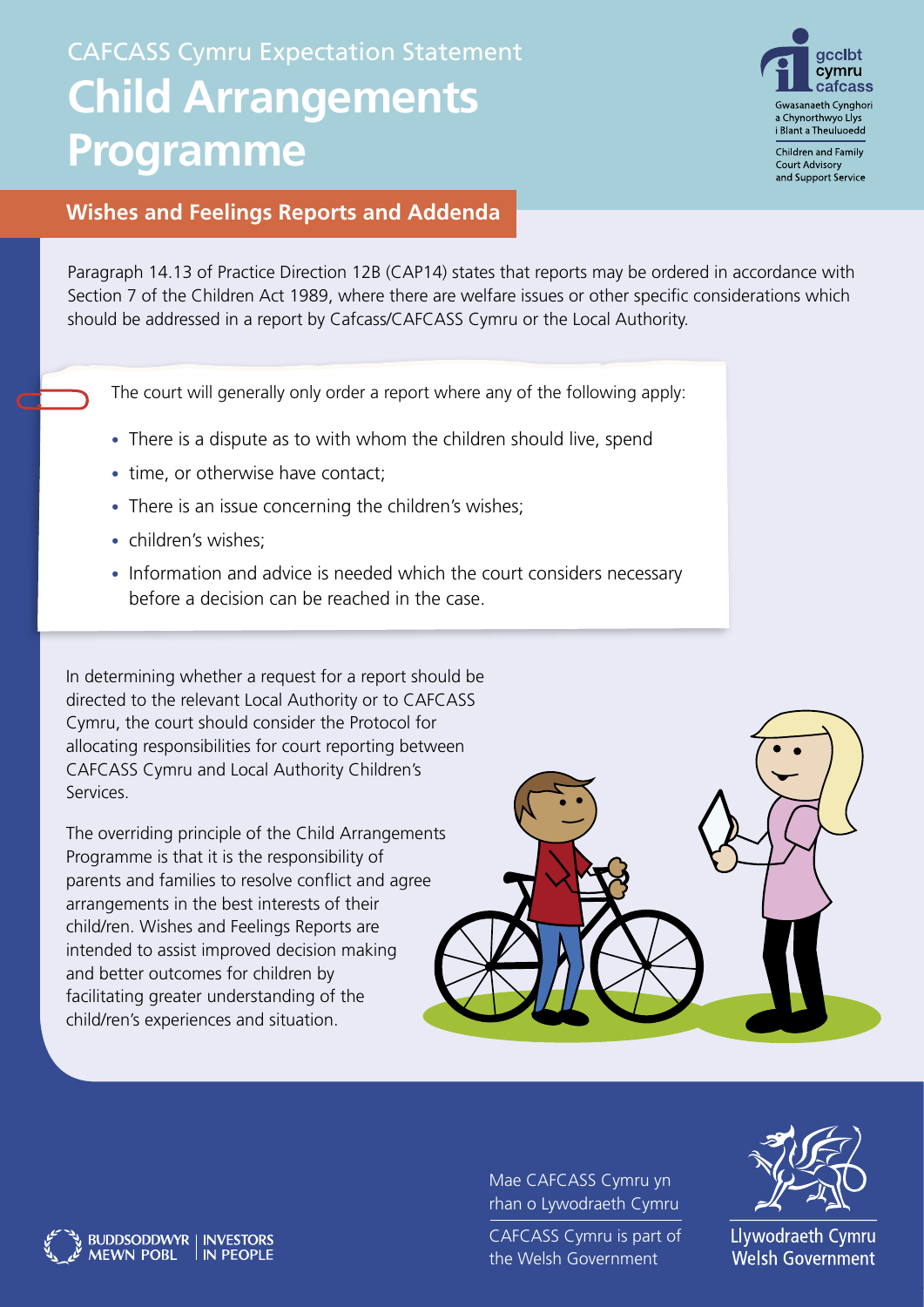CAFCASS Cymru Expectation Statement

# Child Arrangements Programme

## Wishes and Feelings Reports and Addenda

Paragraph 14.13 of Practice Direction 12B (CAP14) states that reports may be ordered in accordance with Section 7 of the Children Act 1989, where there are welfare issues or other specific considerations which should be addressed in a report by Cafcass/CAFCASS Cymru or the Local Authority.

The court will generally only order a report where any of the following apply:

- There is a dispute as to with whom the children should live, spend
- time, or otherwise have contact;
- There is an issue concerning the children's wishes;
- children's wishes;
- Information and advice is needed which the court considers necessary before a decision can be reached in the case.

In determining whether a request for a report should be directed to the relevant Local Authority or to CAFCASS Cymru, the court should consider the Protocol for allocating responsibilities for court reporting between CAFCASS Cymru and Local Authority Children's Services.

The overriding principle of the Child Arrangements Programme is that it is the responsibility of parents and families to resolve conflict and agree arrangements in the best interests of their child/ren. Wishes and Feelings Reports are intended to assist improved decision making and better outcomes for children by facilitating greater understanding of the child/ren's experiences and situation.

Mae CAFCASS Cymru yn rhan o Lywodraeth Cymru

CAFCASS Cymru is part of the Welsh Government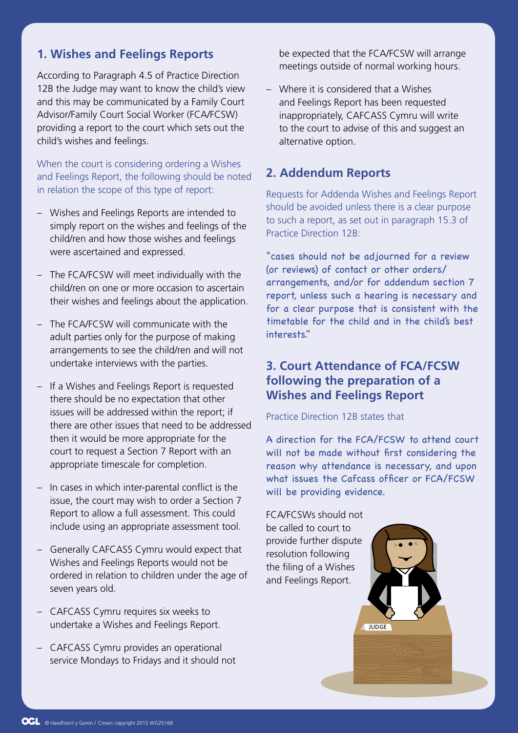## 1. Wishes and Feelings Reports

According to Paragraph 4.5 of Practice Direction 12B the Judge may want to know the child's view and this may be communicated by a Family Court Advisor/Family Court Social Worker (FCA/FCSW) providing a report to the court which sets out the child's wishes and feelings.

When the court is considering ordering a Wishes and Feelings Report, the following should be noted in relation the scope of this type of report:

- Wishes and Feelings Reports are intended to simply report on the wishes and feelings of the child/ren and how those wishes and feelings were ascertained and expressed.
- The FCA/FCSW will meet individually with the child/ren on one or more occasion to ascertain their wishes and feelings about the application.
- The FCA/FCSW will communicate with the adult parties only for the purpose of making arrangements to see the child/ren and will not undertake interviews with the parties.
- If a Wishes and Feelings Report is requested there should be no expectation that other issues will be addressed within the report; if there are other issues that need to be addressed then it would be more appropriate for the court to request a Section 7 Report with an appropriate timescale for completion.
- In cases in which inter-parental conflict is the issue, the court may wish to order a Section 7 Report to allow a full assessment. This could include using an appropriate assessment tool.
- Generally CAFCASS Cymru would expect that Wishes and Feelings Reports would not be ordered in relation to children under the age of seven years old.
- CAFCASS Cymru requires six weeks to undertake a Wishes and Feelings Report.
- CAFCASS Cymru provides an operational service Mondays to Fridays and it should not be expected that the FCA/FCSW will arrange meetings outside of normal working hours.
- Where it is considered that a Wishes and Feelings Report has been requested inappropriately, CAFCASS Cymru will write to the court to advise of this and suggest an alternative option.

## 2. Addendum Reports

Requests for Addenda Wishes and Feelings Report should be avoided unless there is a clear purpose to such a report, as set out in paragraph 15.3 of Practice Direction 12B:

"cases should not be adjourned for a review (or reviews) of contact or other orders/ arrangements, and/or for addendum section 7 report, unless such a hearing is necessary and for a clear purpose that is consistent with the timetable for the child and in the child's best interests."

## 3. Court Attendance of FCA/FCSW following the preparation of a Wishes and Feelings Report

Practice Direction 12B states that

A direction for the FCA/FCSW to attend court will not be made without first considering the reason why attendance is necessary, and upon what issues the Cafcass officer or FCA/FCSW will be providing evidence.

FCA/FCSWs should not be called to court to provide further dispute resolution following the filing of a Wishes and Feelings Report.

JUDGE

© Hawlfraint y Goron / Crown copyright 2015 WG25168